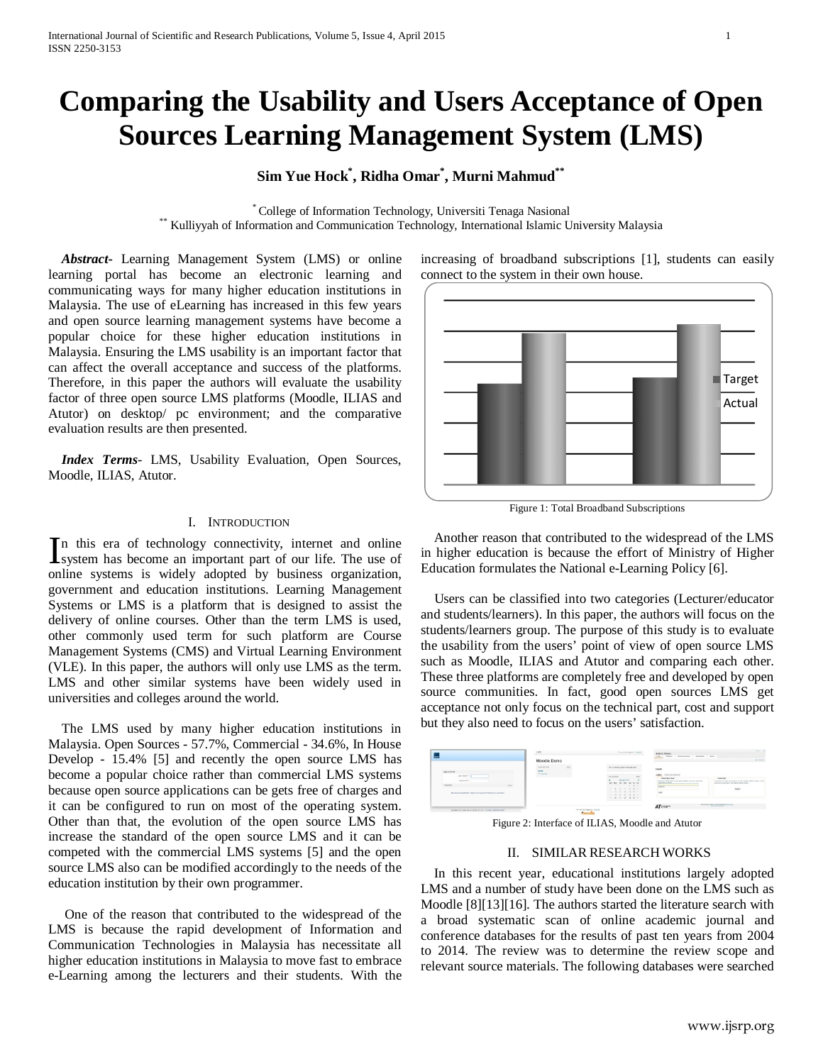# Comparing the Usability and Users Acceptance of Open Sources Learning Management System (LMS)

**Sim Yue Hock*, Ridha Omar*, Murni Mahmud****

\* College of Information Technology, Universiti Tenaga Nasional
\*\* Kulliyyah of Information and Communication Technology, International Islamic University Malaysia

***Abstract-*** Learning Management System (LMS) or online learning portal has become an electronic learning and communicating ways for many higher education institutions in Malaysia. The use of eLearning has increased in this few years and open source learning management systems have become a popular choice for these higher education institutions in Malaysia. Ensuring the LMS usability is an important factor that can affect the overall acceptance and success of the platforms. Therefore, in this paper the authors will evaluate the usability factor of three open source LMS platforms (Moodle, ILIAS and Atutor) on desktop/ pc environment; and the comparative evaluation results are then presented.

***Index Terms-*** LMS, Usability Evaluation, Open Sources, Moodle, ILIAS, Atutor.

## I. INTRODUCTION

In this era of technology connectivity, internet and online system has become an important part of our life. The use of online systems is widely adopted by business organization, government and education institutions. Learning Management Systems or LMS is a platform that is designed to assist the delivery of online courses. Other than the term LMS is used, other commonly used term for such platform are Course Management Systems (CMS) and Virtual Learning Environment (VLE). In this paper, the authors will only use LMS as the term. LMS and other similar systems have been widely used in universities and colleges around the world.

The LMS used by many higher education institutions in Malaysia. Open Sources - 57.7%, Commercial - 34.6%, In House Develop - 15.4% [5] and recently the open source LMS has become a popular choice rather than commercial LMS systems because open source applications can be gets free of charges and it can be configured to run on most of the operating system. Other than that, the evolution of the open source LMS has increase the standard of the open source LMS and it can be competed with the commercial LMS systems [5] and the open source LMS also can be modified accordingly to the needs of the education institution by their own programmer.

One of the reason that contributed to the widespread of the LMS is because the rapid development of Information and Communication Technologies in Malaysia has necessitate all higher education institutions in Malaysia to move fast to embrace e-Learning among the lecturers and their students. With the increasing of broadband subscriptions [1], students can easily connect to the system in their own house.

Figure 1: Total Broadband Subscriptions

Another reason that contributed to the widespread of the LMS in higher education is because the effort of Ministry of Higher Education formulates the National e-Learning Policy [6].

Users can be classified into two categories (Lecturer/educator and students/learners). In this paper, the authors will focus on the students/learners group. The purpose of this study is to evaluate the usability from the users' point of view of open source LMS such as Moodle, ILIAS and Atutor and comparing each other. These three platforms are completely free and developed by open source communities. In fact, good open sources LMS get acceptance not only focus on the technical part, cost and support but they also need to focus on the users' satisfaction.

Figure 2: Interface of ILIAS, Moodle and Atutor

## II. SIMILAR RESEARCH WORKS

In this recent year, educational institutions largely adopted LMS and a number of study have been done on the LMS such as Moodle [8][13][16]. The authors started the literature search with a broad systematic scan of online academic journal and conference databases for the results of past ten years from 2004 to 2014. The review was to determine the review scope and relevant source materials. The following databases were searched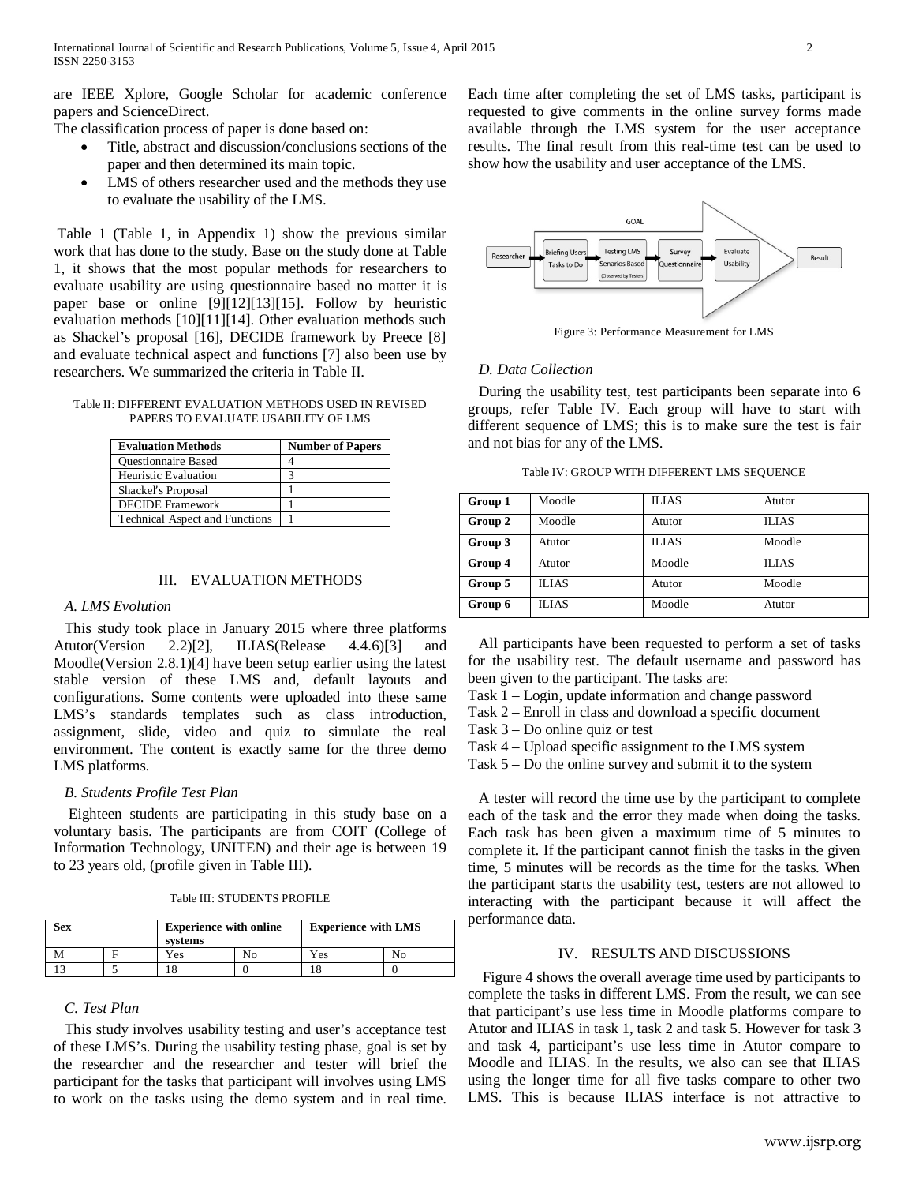are IEEE Xplore, Google Scholar for academic conference papers and ScienceDirect.

The classification process of paper is done based on:

- Title, abstract and discussion/conclusions sections of the paper and then determined its main topic.
- LMS of others researcher used and the methods they use to evaluate the usability of the LMS.

Table 1 (Table 1, in Appendix 1) show the previous similar work that has done to the study. Base on the study done at Table 1, it shows that the most popular methods for researchers to evaluate usability are using questionnaire based no matter it is paper base or online [9][12][13][15]. Follow by heuristic evaluation methods [10][11][14]. Other evaluation methods such as Shackel's proposal [16], DECIDE framework by Preece [8] and evaluate technical aspect and functions [7] also been use by researchers. We summarized the criteria in Table II.

Table II: DIFFERENT EVALUATION METHODS USED IN REVISED PAPERS TO EVALUATE USABILITY OF LMS

| Evaluation Methods | Number of Papers |
|---|---|
| Questionnaire Based | 4 |
| Heuristic Evaluation | 3 |
| Shackel's Proposal | 1 |
| DECIDE Framework | 1 |
| Technical Aspect and Functions | 1 |

## III. EVALUATION METHODS

### A. LMS Evolution

This study took place in January 2015 where three platforms Atutor(Version 2.2)[2], ILIAS(Release 4.4.6)[3] and Moodle(Version 2.8.1)[4] have been setup earlier using the latest stable version of these LMS and, default layouts and configurations. Some contents were uploaded into these same LMS's standards templates such as class introduction, assignment, slide, video and quiz to simulate the real environment. The content is exactly same for the three demo LMS platforms.

### B. Students Profile Test Plan

Eighteen students are participating in this study base on a voluntary basis. The participants are from COIT (College of Information Technology, UNITEN) and their age is between 19 to 23 years old, (profile given in Table III).

Table III: STUDENTS PROFILE

| Sex | | Experience with online systems | | Experience with LMS | |
|---|---|---|---|---|---|
| M | F | Yes | No | Yes | No |
| 13 | 5 | 18 | 0 | 18 | 0 |

### C. Test Plan

This study involves usability testing and user's acceptance test of these LMS's. During the usability testing phase, goal is set by the researcher and the researcher and tester will brief the participant for the tasks that participant will involves using LMS to work on the tasks using the demo system and in real time. Each time after completing the set of LMS tasks, participant is requested to give comments in the online survey forms made available through the LMS system for the user acceptance results. The final result from this real-time test can be used to show how the usability and user acceptance of the LMS.

GOAL: Researcher → Briefing Users Tasks to Do → Testing LMS Senarios Based (Observed by Testers) → Survey Questionnaire → Evaluate Usability → Result

Figure 3: Performance Measurement for LMS

### D. Data Collection

During the usability test, test participants been separate into 6 groups, refer Table IV. Each group will have to start with different sequence of LMS; this is to make sure the test is fair and not bias for any of the LMS.

Table IV: GROUP WITH DIFFERENT LMS SEQUENCE

| | | | |
|---|---|---|---|
| **Group 1** | Moodle | ILIAS | Atutor |
| **Group 2** | Moodle | Atutor | ILIAS |
| **Group 3** | Atutor | ILIAS | Moodle |
| **Group 4** | Atutor | Moodle | ILIAS |
| **Group 5** | ILIAS | Atutor | Moodle |
| **Group 6** | ILIAS | Moodle | Atutor |

All participants have been requested to perform a set of tasks for the usability test. The default username and password has been given to the participant. The tasks are:

Task 1 – Login, update information and change password
Task 2 – Enroll in class and download a specific document
Task 3 – Do online quiz or test
Task 4 – Upload specific assignment to the LMS system
Task 5 – Do the online survey and submit it to the system

A tester will record the time use by the participant to complete each of the task and the error they made when doing the tasks. Each task has been given a maximum time of 5 minutes to complete it. If the participant cannot finish the tasks in the given time, 5 minutes will be records as the time for the tasks. When the participant starts the usability test, testers are not allowed to interacting with the participant because it will affect the performance data.

## IV. RESULTS AND DISCUSSIONS

Figure 4 shows the overall average time used by participants to complete the tasks in different LMS. From the result, we can see that participant's use less time in Moodle platforms compare to Atutor and ILIAS in task 1, task 2 and task 5. However for task 3 and task 4, participant's use less time in Atutor compare to Moodle and ILIAS. In the results, we also can see that ILIAS using the longer time for all five tasks compare to other two LMS. This is because ILIAS interface is not attractive to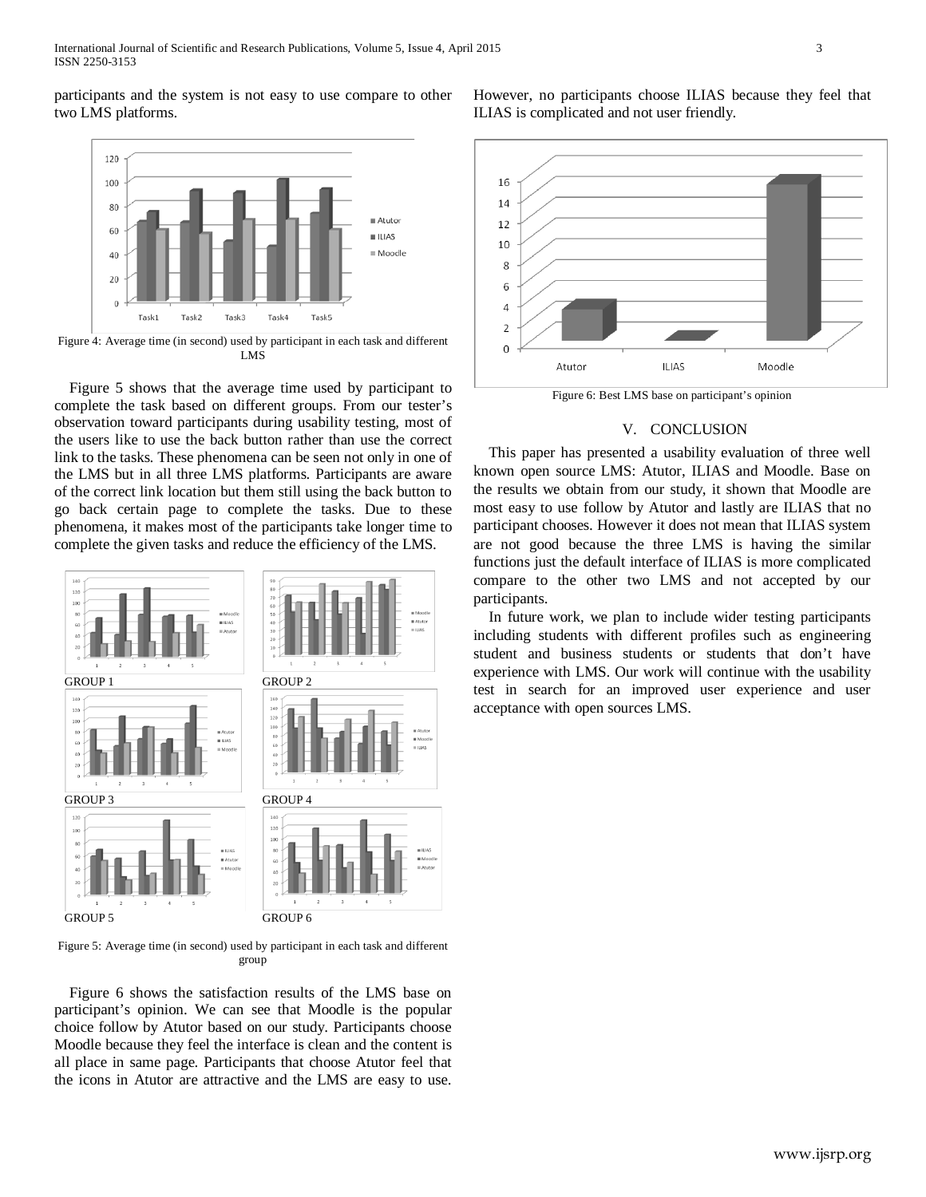participants and the system is not easy to use compare to other two LMS platforms.

Figure 4: Average time (in second) used by participant in each task and different LMS

Figure 5 shows that the average time used by participant to complete the task based on different groups. From our tester's observation toward participants during usability testing, most of the users like to use the back button rather than use the correct link to the tasks. These phenomena can be seen not only in one of the LMS but in all three LMS platforms. Participants are aware of the correct link location but them still using the back button to go back certain page to complete the tasks. Due to these phenomena, it makes most of the participants take longer time to complete the given tasks and reduce the efficiency of the LMS.

GROUP 1

GROUP 2

GROUP 3

GROUP 4

GROUP 5

GROUP 6

Figure 5: Average time (in second) used by participant in each task and different group

Figure 6 shows the satisfaction results of the LMS base on participant's opinion. We can see that Moodle is the popular choice follow by Atutor based on our study. Participants choose Moodle because they feel the interface is clean and the content is all place in same page. Participants that choose Atutor feel that the icons in Atutor are attractive and the LMS are easy to use. However, no participants choose ILIAS because they feel that ILIAS is complicated and not user friendly.

Figure 6: Best LMS base on participant's opinion

## V. CONCLUSION

This paper has presented a usability evaluation of three well known open source LMS: Atutor, ILIAS and Moodle. Base on the results we obtain from our study, it shown that Moodle are most easy to use follow by Atutor and lastly are ILIAS that no participant chooses. However it does not mean that ILIAS system are not good because the three LMS is having the similar functions just the default interface of ILIAS is more complicated compare to the other two LMS and not accepted by our participants.

In future work, we plan to include wider testing participants including students with different profiles such as engineering student and business students or students that don't have experience with LMS. Our work will continue with the usability test in search for an improved user experience and user acceptance with open sources LMS.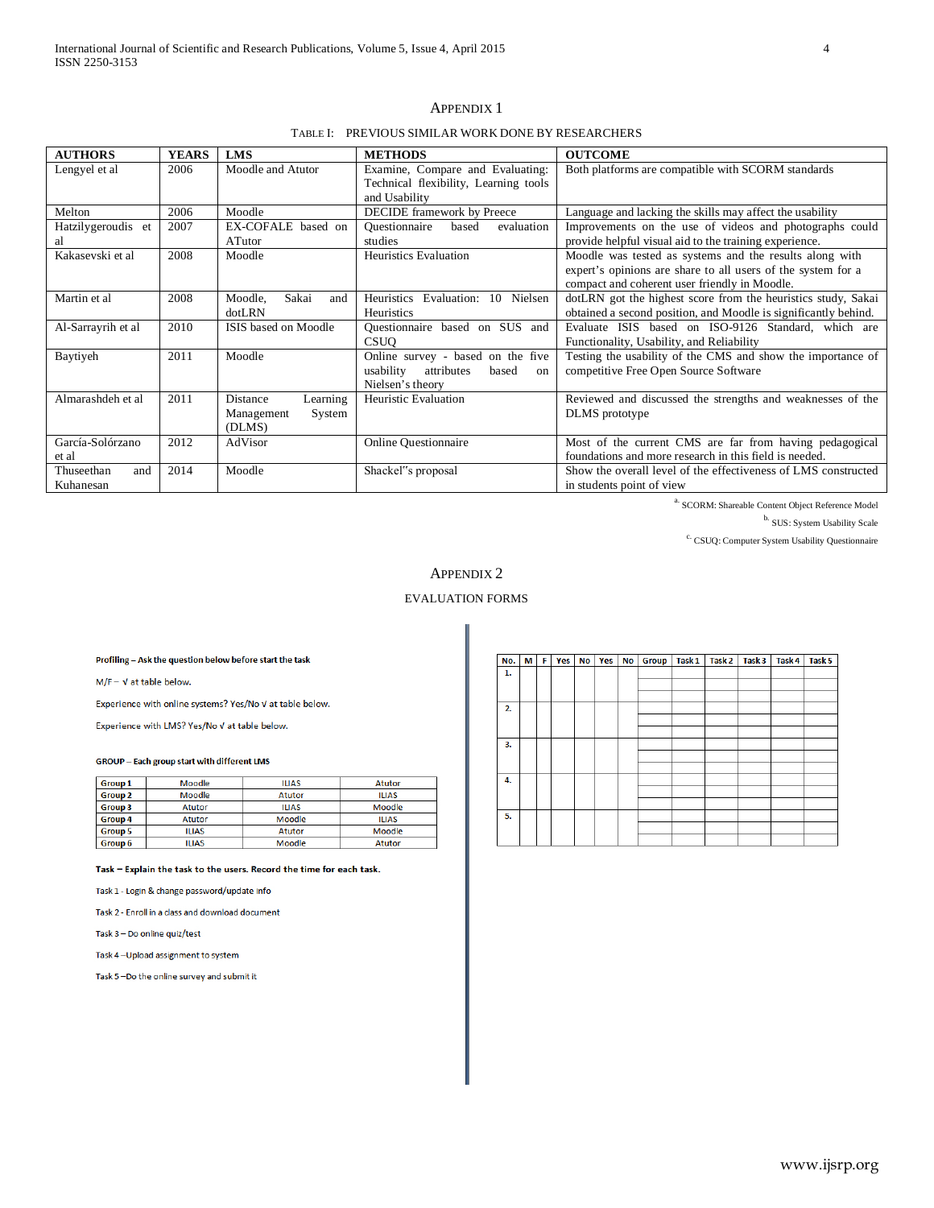# Appendix 1

Table I: Previous Similar Work Done By Researchers

| AUTHORS | YEARS | LMS | METHODS | OUTCOME |
|---|---|---|---|---|
| Lengyel et al | 2006 | Moodle and Atutor | Examine, Compare and Evaluating: Technical flexibility, Learning tools and Usability | Both platforms are compatible with SCORM standards |
| Melton | 2006 | Moodle | DECIDE framework by Preece | Language and lacking the skills may affect the usability |
| Hatzilygeroudis et al | 2007 | EX-COFALE based on ATutor | Questionnaire based evaluation studies | Improvements on the use of videos and photographs could provide helpful visual aid to the training experience. |
| Kakasevski et al | 2008 | Moodle | Heuristics Evaluation | Moodle was tested as systems and the results along with expert's opinions are share to all users of the system for a compact and coherent user friendly in Moodle. |
| Martin et al | 2008 | Moodle, Sakai and dotLRN | Heuristics Evaluation: 10 Nielsen Heuristics | dotLRN got the highest score from the heuristics study, Sakai obtained a second position, and Moodle is significantly behind. |
| Al-Sarrayrih et al | 2010 | ISIS based on Moodle | Questionnaire based on SUS and CSUQ | Evaluate ISIS based on ISO-9126 Standard, which are Functionality, Usability, and Reliability |
| Baytiyeh | 2011 | Moodle | Online survey - based on the five usability attributes based on Nielsen's theory | Testing the usability of the CMS and show the importance of competitive Free Open Source Software |
| Almarashdeh et al | 2011 | Distance Learning Management System (DLMS) | Heuristic Evaluation | Reviewed and discussed the strengths and weaknesses of the DLMS prototype |
| García-Solórzano et al | 2012 | AdVisor | Online Questionnaire | Most of the current CMS are far from having pedagogical foundations and more research in this field is needed. |
| Thuseethan and Kuhanesan | 2014 | Moodle | Shackel"s proposal | Show the overall level of the effectiveness of LMS constructed in students point of view |

[a.] SCORM: Shareable Content Object Reference Model

[b.] SUS: System Usability Scale

[c.] CSUQ: Computer System Usability Questionnaire

# Appendix 2

EVALUATION FORMS

**Profiling – Ask the question below before start the task**

M/F – √ at table below.

Experience with online systems? Yes/No √ at table below.

Experience with LMS? Yes/No √ at table below.

**GROUP – Each group start with different LMS**

| | | | |
|---|---|---|---|
| **Group 1** | Moodle | ILIAS | Atutor |
| **Group 2** | Moodle | Atutor | ILIAS |
| **Group 3** | Atutor | ILIAS | Moodle |
| **Group 4** | Atutor | Moodle | ILIAS |
| **Group 5** | ILIAS | Atutor | Moodle |
| **Group 6** | ILIAS | Moodle | Atutor |

**Task – Explain the task to the users. Record the time for each task.**

Task 1 - Login & change password/update info

Task 2 - Enroll in a class and download document

Task 3 – Do online quiz/test

Task 4 –Upload assignment to system

Task 5 –Do the online survey and submit it

| No. | M | F | Yes | No | Yes | No | Group | Task 1 | Task 2 | Task 3 | Task 4 | Task 5 |
|---|---|---|---|---|---|---|---|---|---|---|---|---|
| 1. | | | | | | | | | | | | |
| 2. | | | | | | | | | | | | |
| 3. | | | | | | | | | | | | |
| 4. | | | | | | | | | | | | |
| 5. | | | | | | | | | | | | |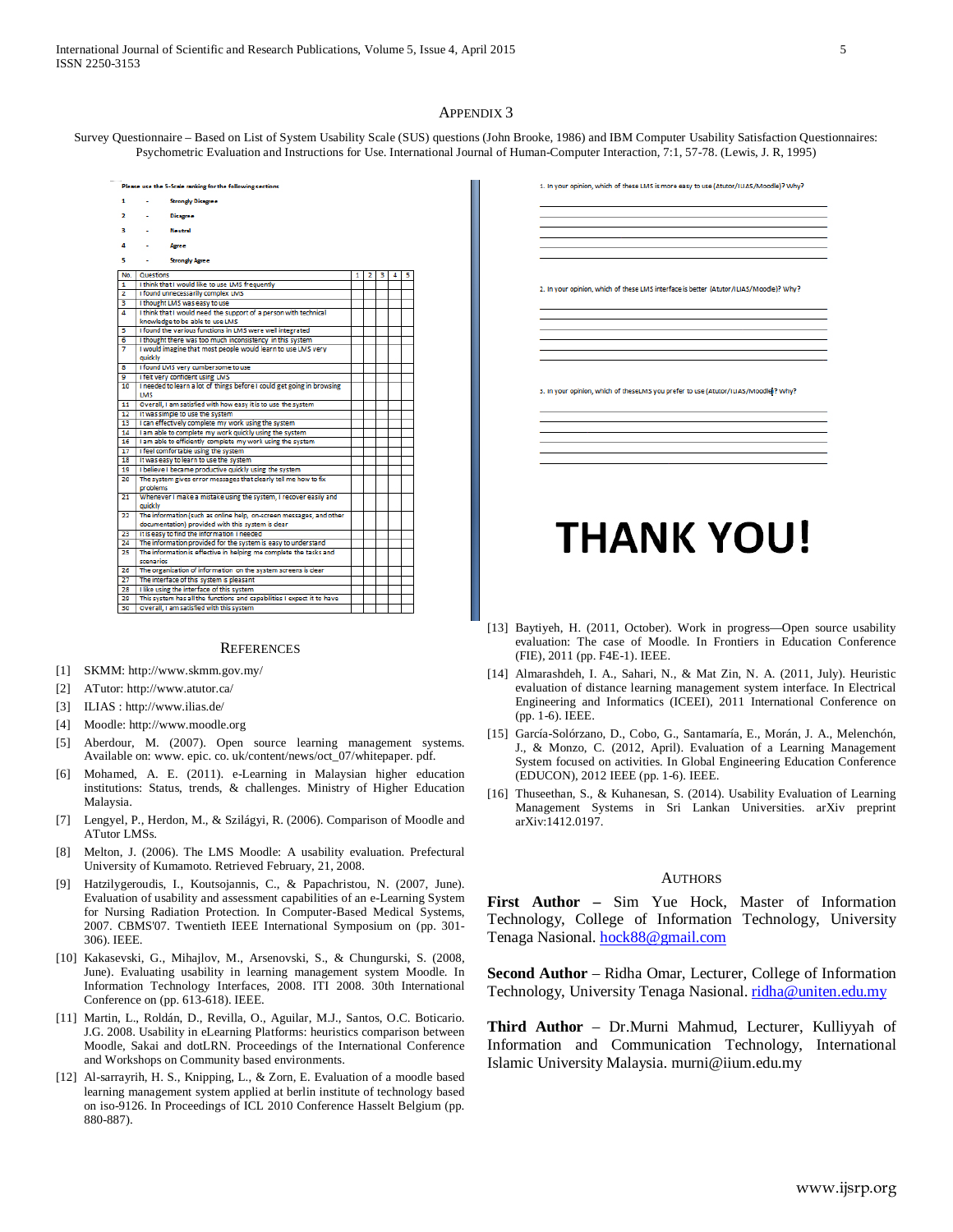## APPENDIX 3

Survey Questionnaire – Based on List of System Usability Scale (SUS) questions (John Brooke, 1986) and IBM Computer Usability Satisfaction Questionnaires: Psychometric Evaluation and Instructions for Use. International Journal of Human-Computer Interaction, 7:1, 57-78. (Lewis, J. R, 1995)

**Please use the 5-Scale ranking for the following sections**

1 - Strongly Disagree

2 - Disagree

3 - Neutral

4 - Agree

5 - Strongly Agree

| No. | Questions | 1 | 2 | 3 | 4 | 5 |
|---|---|---|---|---|---|---|
| 1 | I think that I would like to use LMS frequently | | | | | |
| 2 | I found unnecessarily complex LMS | | | | | |
| 3 | I thought LMS was easy to use | | | | | |
| 4 | I think that I would need the support of a person with technical knowledge to be able to use LMS | | | | | |
| 5 | I found the various functions in LMS were well integrated | | | | | |
| 6 | I thought there was too much inconsistency in this system | | | | | |
| 7 | I would imagine that most people would learn to use LMS very quickly | | | | | |
| 8 | I found LMS very cumbersome to use | | | | | |
| 9 | I felt very confident using LMS | | | | | |
| 10 | I needed to learn a lot of things before I could get going in browsing LMS | | | | | |
| 11 | Overall, I am satisfied with how easy it is to use the system | | | | | |
| 12 | It was simple to use the system | | | | | |
| 13 | I can effectively complete my work using the system | | | | | |
| 14 | I am able to complete my work quickly using the system | | | | | |
| 16 | I am able to efficiently complete my work using the system | | | | | |
| 17 | I feel comfortable using the system | | | | | |
| 18 | It was easy to learn to use the system | | | | | |
| 19 | I believe I became productive quickly using the system | | | | | |
| 20 | The system gives error messages that clearly tell me how to fix problems | | | | | |
| 21 | Whenever I make a mistake using the system, I recover easily and quickly | | | | | |
| 22 | The information (such as online help, on-screen messages, and other documentation) provided with this system is clear | | | | | |
| 23 | It is easy to find the information I needed | | | | | |
| 24 | The information provided for the system is easy to understand | | | | | |
| 25 | The information is effective in helping me complete the tasks and scenarios | | | | | |
| 26 | The organization of information on the system screens is clear | | | | | |
| 27 | The interface of this system is pleasant | | | | | |
| 28 | I like using the interface of this system | | | | | |
| 29 | This system has all the functions and capabilities I expect it to have | | | | | |
| 30 | Overall, I am satisfied with this system | | | | | |

1. In your opinion, which of these LMS is more easy to use (Atutor/ILIAS/Moodle)? Why?

______________________________________________

2. In your opinion, which of these LMS interface is better (Atutor/ILIAS/Moodle)? Why?

______________________________________________

3. In your opinion, which of theseLMS you prefer to use (Atutor/ILIAS/Moodle)? Why?

______________________________________________

**THANK YOU!**

## REFERENCES

[1] SKMM: http://www.skmm.gov.my/

[2] ATutor: http://www.atutor.ca/

[3] ILIAS : http://www.ilias.de/

[4] Moodle: http://www.moodle.org

[5] Aberdour, M. (2007). Open source learning management systems. Available on: www. epic. co. uk/content/news/oct_07/whitepaper. pdf.

[6] Mohamed, A. E. (2011). e-Learning in Malaysian higher education institutions: Status, trends, & challenges. Ministry of Higher Education Malaysia.

[7] Lengyel, P., Herdon, M., & Szilágyi, R. (2006). Comparison of Moodle and ATutor LMSs.

[8] Melton, J. (2006). The LMS Moodle: A usability evaluation. Prefectural University of Kumamoto. Retrieved February, 21, 2008.

[9] Hatzilygeroudis, I., Koutsojannis, C., & Papachristou, N. (2007, June). Evaluation of usability and assessment capabilities of an e-Learning System for Nursing Radiation Protection. In Computer-Based Medical Systems, 2007. CBMS'07. Twentieth IEEE International Symposium on (pp. 301-306). IEEE.

[10] Kakasevski, G., Mihajlov, M., Arsenovski, S., & Chungurski, S. (2008, June). Evaluating usability in learning management system Moodle. In Information Technology Interfaces, 2008. ITI 2008. 30th International Conference on (pp. 613-618). IEEE.

[11] Martin, L., Roldán, D., Revilla, O., Aguilar, M.J., Santos, O.C. Boticario. J.G. 2008. Usability in eLearning Platforms: heuristics comparison between Moodle, Sakai and dotLRN. Proceedings of the International Conference and Workshops on Community based environments.

[12] Al-sarrayrih, H. S., Knipping, L., & Zorn, E. Evaluation of a moodle based learning management system applied at berlin institute of technology based on iso-9126. In Proceedings of ICL 2010 Conference Hasselt Belgium (pp. 880-887).

[13] Baytiyeh, H. (2011, October). Work in progress—Open source usability evaluation: The case of Moodle. In Frontiers in Education Conference (FIE), 2011 (pp. F4E-1). IEEE.

[14] Almarashdeh, I. A., Sahari, N., & Mat Zin, N. A. (2011, July). Heuristic evaluation of distance learning management system interface. In Electrical Engineering and Informatics (ICEEI), 2011 International Conference on (pp. 1-6). IEEE.

[15] García-Solórzano, D., Cobo, G., Santamaría, E., Morán, J. A., Melenchón, J., & Monzo, C. (2012, April). Evaluation of a Learning Management System focused on activities. In Global Engineering Education Conference (EDUCON), 2012 IEEE (pp. 1-6). IEEE.

[16] Thuseethan, S., & Kuhanesan, S. (2014). Usability Evaluation of Learning Management Systems in Sri Lankan Universities. arXiv preprint arXiv:1412.0197.

## AUTHORS

**First Author** – Sim Yue Hock, Master of Information Technology, College of Information Technology, University Tenaga Nasional. hock88@gmail.com

**Second Author** – Ridha Omar, Lecturer, College of Information Technology, University Tenaga Nasional. ridha@uniten.edu.my

**Third Author** – Dr.Murni Mahmud, Lecturer, Kulliyyah of Information and Communication Technology, International Islamic University Malaysia. murni@iium.edu.my